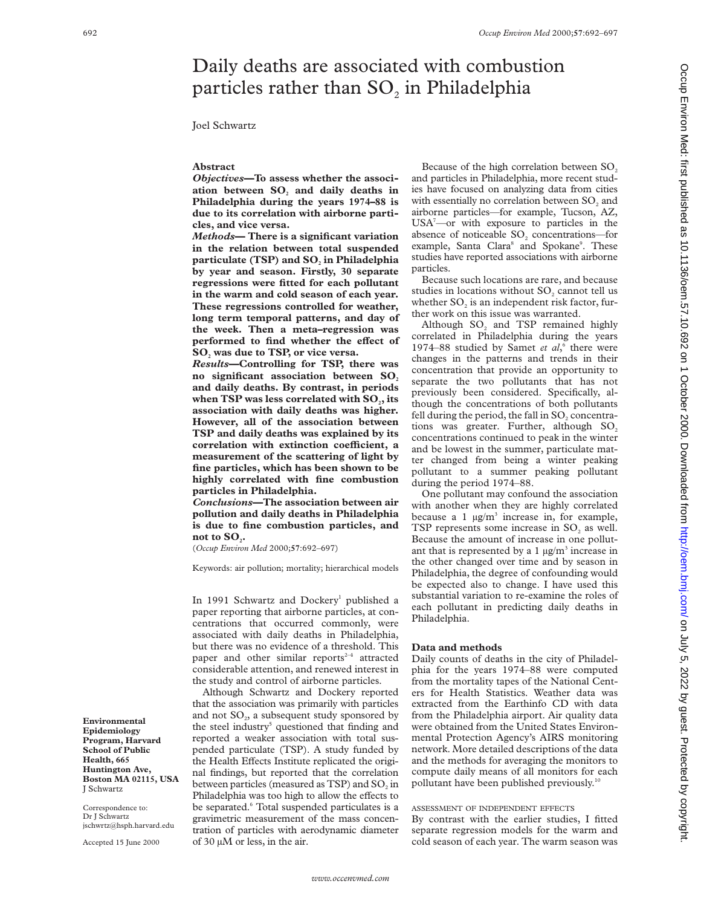# Daily deaths are associated with combustion particles rather than $SO_2$ in Philadelphia

Joel Schwartz

## Abstract

***Objectives*—To assess whether the association between $SO_2$ and daily deaths in Philadelphia during the years 1974–88 is due to its correlation with airborne particles, and vice versa.**

***Methods*— There is a significant variation in the relation between total suspended particulate (TSP) and $SO_2$ in Philadelphia by year and season. Firstly, 30 separate regressions were fitted for each pollutant in the warm and cold season of each year. These regressions controlled for weather, long term temporal patterns, and day of the week. Then a meta-regression was performed to find whether the effect of $SO_2$ was due to TSP, or vice versa.**

***Results*—Controlling for TSP, there was no significant association between $SO_2$ and daily deaths. By contrast, in periods when TSP was less correlated with $SO_2$, its association with daily deaths was higher. However, all of the association between TSP and daily deaths was explained by its correlation with extinction coefficient, a measurement of the scattering of light by fine particles, which has been shown to be highly correlated with fine combustion particles in Philadelphia.**

***Conclusions*—The association between air pollution and daily deaths in Philadelphia is due to fine combustion particles, and not to $SO_2$.**

(*Occup Environ Med* 2000;**57**:692–697)

Keywords: air pollution; mortality; hierarchical models

**Environmental Epidemiology Program, Harvard School of Public Health, 665 Huntington Ave, Boston MA 02115, USA**
J Schwartz

Correspondence to:
Dr J Schwartz
jschwrtz@hsph.harvard.edu

Accepted 15 June 2000

In 1991 Schwartz and Dockery[1] published a paper reporting that airborne particles, at concentrations that occurred commonly, were associated with daily deaths in Philadelphia, but there was no evidence of a threshold. This paper and other similar reports[2–4] attracted considerable attention, and renewed interest in the study and control of airborne particles.

Although Schwartz and Dockery reported that the association was primarily with particles and not $SO_2$, a subsequent study sponsored by the steel industry[5] questioned that finding and reported a weaker association with total suspended particulate (TSP). A study funded by the Health Effects Institute replicated the original findings, but reported that the correlation between particles (measured as TSP) and $SO_2$ in Philadelphia was too high to allow the effects to be separated.[6] Total suspended particulates is a gravimetric measurement of the mass concentration of particles with aerodynamic diameter of 30 μM or less, in the air.

Because of the high correlation between $SO_2$ and particles in Philadelphia, more recent studies have focused on analyzing data from cities with essentially no correlation between $SO_2$ and airborne particles—for example, Tucson, AZ, USA[7]—or with exposure to particles in the absence of noticeable $SO_2$ concentrations—for example, Santa Clara[8] and Spokane[9]. These studies have reported associations with airborne particles.

Because such locations are rare, and because studies in locations without $SO_2$ cannot tell us whether $SO_2$ is an independent risk factor, further work on this issue was warranted.

Although $SO_2$ and TSP remained highly correlated in Philadelphia during the years 1974–88 studied by Samet *et al*,[6] there were changes in the patterns and trends in their concentration that provide an opportunity to separate the two pollutants that has not previously been considered. Specifically, although the concentrations of both pollutants fell during the period, the fall in $SO_2$ concentrations was greater. Further, although $SO_2$ concentrations continued to peak in the winter and be lowest in the summer, particulate matter changed from being a winter peaking pollutant to a summer peaking pollutant during the period 1974–88.

One pollutant may confound the association with another when they are highly correlated because a 1 μg/m$^3$ increase in, for example, TSP represents some increase in $SO_2$ as well. Because the amount of increase in one pollutant that is represented by a 1 μg/m$^3$ increase in the other changed over time and by season in Philadelphia, the degree of confounding would be expected also to change. I have used this substantial variation to re-examine the roles of each pollutant in predicting daily deaths in Philadelphia.

## Data and methods

Daily counts of deaths in the city of Philadelphia for the years 1974–88 were computed from the mortality tapes of the National Centers for Health Statistics. Weather data was extracted from the Earthinfo CD with data from the Philadelphia airport. Air quality data were obtained from the United States Environmental Protection Agency's AIRS monitoring network. More detailed descriptions of the data and the methods for averaging the monitors to compute daily means of all monitors for each pollutant have been published previously.[10]

### ASSESSMENT OF INDEPENDENT EFFECTS

By contrast with the earlier studies, I fitted separate regression models for the warm and cold season of each year. The warm season was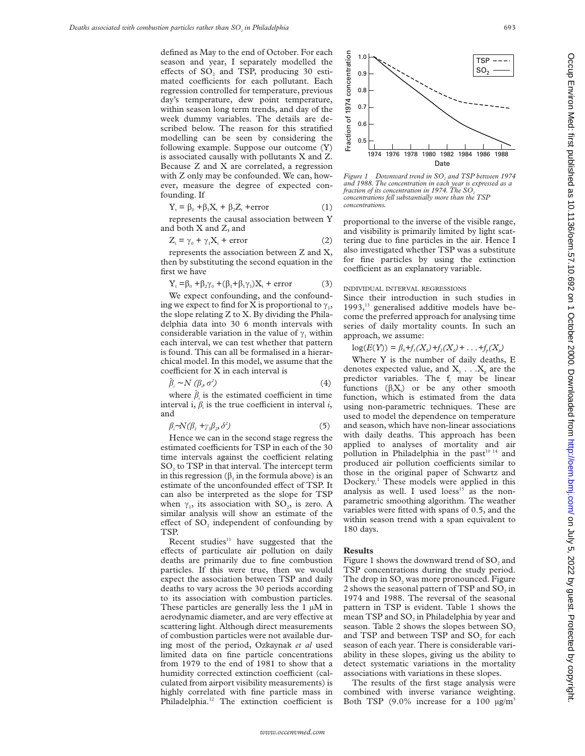defined as May to the end of October. For each season and year, I separately modelled the effects of $SO_2$ and TSP, producing 30 estimated coefficients for each pollutant. Each regression controlled for temperature, previous day's temperature, dew point temperature, within season long term trends, and day of the week dummy variables. The details are described below. The reason for this stratified modelling can be seen by considering the following example. Suppose our outcome (Y) is associated causally with pollutants X and Z. Because Z and X are correlated, a regression with Z only may be confounded. We can, however, measure the degree of expected confounding. If

$$Y_t = \beta_0 + \beta_1 X_t + \beta_2 Z_t + \text{error} \quad (1)$$

represents the causal association between Y and both X and Z, and

$$Z_t = \gamma_0 + \gamma_1 X_t + \text{error} \quad (2)$$

represents the association between Z and X, then by substituting the second equation in the first we have

$$Y_t = \beta_0 + \beta_2\gamma_0 + (\beta_1 + \beta_1\gamma_1)X_t + \text{error} \quad (3)$$

We expect confounding, and the confounding we expect to find for X is proportional to $\gamma_1$, the slope relating Z to X. By dividing the Philadelphia data into 30 6 month intervals with considerable variation in the value of $\gamma_1$ within each interval, we can test whether that pattern is found. This can all be formalised in a hierarchical model. In this model, we assume that the coefficient for X in each interval is

$$\hat{\beta}_i \sim N(\beta_i, \sigma^2) \quad (4)$$

where $\hat{\beta}_i$ is the estimated coefficient in time interval i, $\beta_i$ is the true coefficient in interval *i*, and

$$\beta_i \sim N(\beta_1 + \gamma_1\beta_2, \delta^2) \quad (5)$$

Hence we can in the second stage regress the estimated coefficients for TSP in each of the 30 time intervals against the coefficient relating $SO_2$ to TSP in that interval. The intercept term in this regression ($\beta_1$ in the formula above) is an estimate of the unconfounded effect of TSP. It can also be interpreted as the slope for TSP when $\gamma_1$, its association with $SO_2$, is zero. A similar analysis will show an estimate of the effect of $SO_2$ independent of confounding by TSP.

Recent studies[11] have suggested that the effects of particulate air pollution on daily deaths are primarily due to fine combustion particles. If this were true, then we would expect the association between TSP and daily deaths to vary across the 30 periods according to its association with combustion particles. These particles are generally less the 1 μM in aerodynamic diameter, and are very effective at scattering light. Although direct measurements of combustion particles were not available during most of the period, Ozkaynak *et al* used limited data on fine particle concentrations from 1979 to the end of 1981 to show that a humidity corrected extinction coefficient (calculated from airport visibility measurements) is highly correlated with fine particle mass in Philadelphia.[12] The extinction coefficient is proportional to the inverse of the visible range, and visibility is primarily limited by light scattering due to fine particles in the air. Hence I also investigated whether TSP was a substitute for fine particles by using the extinction coefficient as an explanatory variable.

*Figure 1 Downward trend in $SO_2$ and TSP between 1974 and 1988. The concentration in each year is expressed as a fraction of its concentration in 1974. The $SO_2$ concentrations fell substantially more than the TSP concentrations.*

### INDIVIDUAL INTERVAL REGRESSIONS

Since their introduction in such studies in 1993,[13] generalised additive models have become the preferred approach for analysing time series of daily mortality counts. In such an approach, we assume:

$$\log(E(Y)) = \beta_0 + f_1(X_1) + f_2(X_2) + \ldots + f_p(X_p)$$

Where Y is the number of daily deaths, E denotes expected value, and $X_1 \ldots X_p$ are the predictor variables. The $f_i$ may be linear functions ($\beta_i X_i$) or be any other smooth function, which is estimated from the data using non-parametric techniques. These are used to model the dependence on temperature and season, which have non-linear associations with daily deaths. This approach has been applied to analyses of mortality and air pollution in Philadelphia in the past[10 14] and produced air pollution coefficients similar to those in the original paper of Schwartz and Dockery.[1] These models were applied in this analysis as well. I used loess[15] as the non-parametric smoothing algorithm. The weather variables were fitted with spans of 0.5, and the within season trend with a span equivalent to 180 days.

## Results

Figure 1 shows the downward trend of $SO_2$ and TSP concentrations during the study period. The drop in $SO_2$ was more pronounced. Figure 2 shows the seasonal pattern of TSP and $SO_2$ in 1974 and 1988. The reversal of the seasonal pattern in TSP is evident. Table 1 shows the mean TSP and $SO_2$ in Philadelphia by year and season. Table 2 shows the slopes between $SO_2$ and TSP and between TSP and $SO_2$ for each season of each year. There is considerable variability in these slopes, giving us the ability to detect systematic variations in the mortality associations with variations in these slopes.

The results of the first stage analysis were combined with inverse variance weighting. Both TSP (9.0% increase for a 100 μg/m³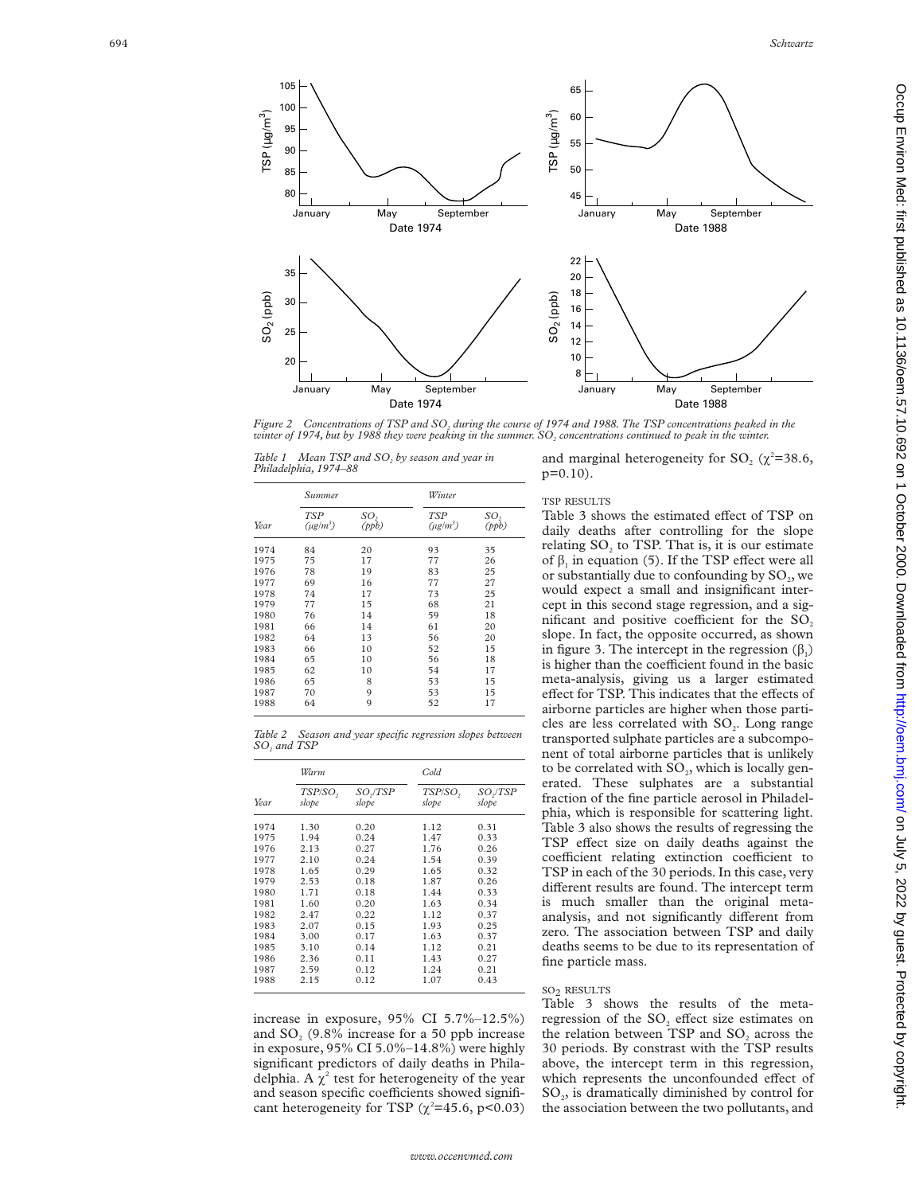Figure 2 Concentrations of TSP and $SO_2$ during the course of 1974 and 1988. The TSP concentrations peaked in the winter of 1974, but by 1988 they were peaking in the summer. $SO_2$ concentrations continued to peak in the winter.

Table 1 Mean TSP and $SO_2$ by season and year in Philadelphia, 1974–88

| Year | Summer | | Winter | |
|---|---|---|---|---|
| | TSP ($\mu g/m^3$) | $SO_2$ (ppb) | TSP ($\mu g/m^3$) | $SO_2$ (ppb) |
| 1974 | 84 | 20 | 93 | 35 |
| 1975 | 75 | 17 | 77 | 26 |
| 1976 | 78 | 19 | 83 | 25 |
| 1977 | 69 | 16 | 77 | 27 |
| 1978 | 74 | 17 | 73 | 25 |
| 1979 | 77 | 15 | 68 | 21 |
| 1980 | 76 | 14 | 59 | 18 |
| 1981 | 66 | 14 | 61 | 20 |
| 1982 | 64 | 13 | 56 | 20 |
| 1983 | 66 | 10 | 52 | 15 |
| 1984 | 65 | 10 | 56 | 18 |
| 1985 | 62 | 10 | 54 | 17 |
| 1986 | 65 | 8 | 53 | 15 |
| 1987 | 70 | 9 | 53 | 15 |
| 1988 | 64 | 9 | 52 | 17 |

Table 2 Season and year specific regression slopes between $SO_2$ and TSP

| Year | Warm | | Cold | |
|---|---|---|---|---|
| | TSP/$SO_2$ slope | $SO_2$/TSP slope | TSP/$SO_2$ slope | $SO_2$/TSP slope |
| 1974 | 1.30 | 0.20 | 1.12 | 0.31 |
| 1975 | 1.94 | 0.24 | 1.47 | 0.33 |
| 1976 | 2.13 | 0.27 | 1.76 | 0.26 |
| 1977 | 2.10 | 0.24 | 1.54 | 0.39 |
| 1978 | 1.65 | 0.29 | 1.65 | 0.32 |
| 1979 | 2.53 | 0.18 | 1.87 | 0.26 |
| 1980 | 1.71 | 0.18 | 1.44 | 0.33 |
| 1981 | 1.60 | 0.20 | 1.63 | 0.34 |
| 1982 | 2.47 | 0.22 | 1.12 | 0.37 |
| 1983 | 2.07 | 0.15 | 1.93 | 0.25 |
| 1984 | 3.00 | 0.17 | 1.63 | 0.37 |
| 1985 | 3.10 | 0.14 | 1.12 | 0.21 |
| 1986 | 2.36 | 0.11 | 1.43 | 0.27 |
| 1987 | 2.59 | 0.12 | 1.24 | 0.21 |
| 1988 | 2.15 | 0.12 | 1.07 | 0.43 |

increase in exposure, 95% CI 5.7%–12.5%) and $SO_2$ (9.8% increase for a 50 ppb increase in exposure, 95% CI 5.0%–14.8%) were highly significant predictors of daily deaths in Philadelphia. A $\chi^2$ test for heterogeneity of the year and season specific coefficients showed significant heterogeneity for TSP ($\chi^2$=45.6, p<0.03) and marginal heterogeneity for $SO_2$ ($\chi^2$=38.6, p=0.10).

### TSP RESULTS

Table 3 shows the estimated effect of TSP on daily deaths after controlling for the slope relating $SO_2$ to TSP. That is, it is our estimate of $\beta_1$ in equation (5). If the TSP effect were all or substantially due to confounding by $SO_2$, we would expect a small and insignificant intercept in this second stage regression, and a significant and positive coefficient for the $SO_2$ slope. In fact, the opposite occurred, as shown in figure 3. The intercept in the regression ($\beta_1$) is higher than the coefficient found in the basic meta-analysis, giving us a larger estimated effect for TSP. This indicates that the effects of airborne particles are higher when those particles are less correlated with $SO_2$. Long range transported sulphate particles are a subcomponent of total airborne particles that is unlikely to be correlated with $SO_2$, which is locally generated. These sulphates are a substantial fraction of the fine particle aerosol in Philadelphia, which is responsible for scattering light. Table 3 also shows the results of regressing the TSP effect size on daily deaths against the coefficient relating extinction coefficient to TSP in each of the 30 periods. In this case, very different results are found. The intercept term is much smaller than the original meta-analysis, and not significantly different from zero. The association between TSP and daily deaths seems to be due to its representation of fine particle mass.

### $SO_2$ RESULTS

Table 3 shows the results of the meta-regression of the $SO_2$ effect size estimates on the relation between TSP and $SO_2$ across the 30 periods. By constrast with the TSP results above, the intercept term in this regression, which represents the unconfounded effect of $SO_2$, is dramatically diminished by control for the association between the two pollutants, and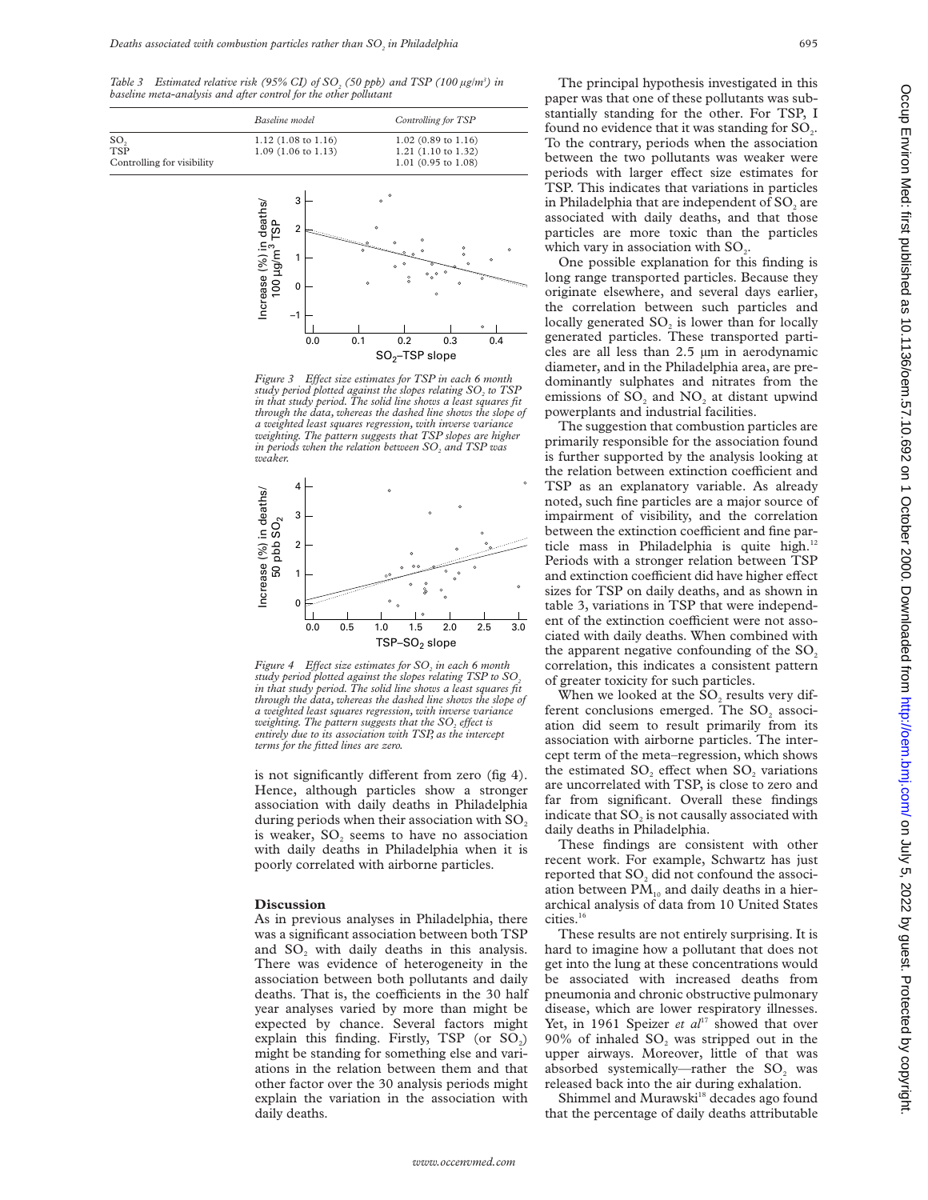*Table 3 Estimated relative risk (95% CI) of $SO_2$ (50 ppb) and TSP (100 µg/m³) in baseline meta-analysis and after control for the other pollutant*

| | *Baseline model* | *Controlling for TSP* |
|---|---|---|
| $SO_2$ | 1.12 (1.08 to 1.16) | 1.02 (0.89 to 1.16) |
| TSP | 1.09 (1.06 to 1.13) | 1.21 (1.10 to 1.32) |
| Controlling for visibility | | 1.01 (0.95 to 1.08) |

*Figure 3 Effect size estimates for TSP in each 6 month study period plotted against the slopes relating $SO_2$ to TSP in that study period. The solid line shows a least squares fit through the data, whereas the dashed line shows the slope of a weighted least squares regression, with inverse variance weighting. The pattern suggests that TSP slopes are higher in periods when the relation between $SO_2$ and TSP was weaker.*

*Figure 4 Effect size estimates for $SO_2$ in each 6 month study period plotted against the slopes relating TSP to $SO_2$ in that study period. The solid line shows a least squares fit through the data, whereas the dashed line shows the slope of a weighted least squares regression, with inverse variance weighting. The pattern suggests that the $SO_2$ effect is entirely due to its association with TSP, as the intercept terms for the fitted lines are zero.*

is not significantly different from zero (fig 4). Hence, although particles show a stronger association with daily deaths in Philadelphia during periods when their association with $SO_2$ is weaker, $SO_2$ seems to have no association with daily deaths in Philadelphia when it is poorly correlated with airborne particles.

## Discussion

As in previous analyses in Philadelphia, there was a significant association between both TSP and $SO_2$ with daily deaths in this analysis. There was evidence of heterogeneity in the association between both pollutants and daily deaths. That is, the coefficients in the 30 half year analyses varied by more than might be expected by chance. Several factors might explain this finding. Firstly, TSP (or $SO_2$) might be standing for something else and variations in the relation between them and that other factor over the 30 analysis periods might explain the variation in the association with daily deaths.

The principal hypothesis investigated in this paper was that one of these pollutants was substantially standing for the other. For TSP, I found no evidence that it was standing for $SO_2$. To the contrary, periods when the association between the two pollutants was weaker were periods with larger effect size estimates for TSP. This indicates that variations in particles in Philadelphia that are independent of $SO_2$ are associated with daily deaths, and that those particles are more toxic than the particles which vary in association with $SO_2$.

One possible explanation for this finding is long range transported particles. Because they originate elsewhere, and several days earlier, the correlation between such particles and locally generated $SO_2$ is lower than for locally generated particles. These transported particles are all less than 2.5 µm in aerodynamic diameter, and in the Philadelphia area, are predominantly sulphates and nitrates from the emissions of $SO_2$ and $NO_2$ at distant upwind powerplants and industrial facilities.

The suggestion that combustion particles are primarily responsible for the association found is further supported by the analysis looking at the relation between extinction coefficient and TSP as an explanatory variable. As already noted, such fine particles are a major source of impairment of visibility, and the correlation between the extinction coefficient and fine particle mass in Philadelphia is quite high.[12] Periods with a stronger relation between TSP and extinction coefficient did have higher effect sizes for TSP on daily deaths, and as shown in table 3, variations in TSP that were independent of the extinction coefficient were not associated with daily deaths. When combined with the apparent negative confounding of the $SO_2$ correlation, this indicates a consistent pattern of greater toxicity for such particles.

When we looked at the $SO_2$ results very different conclusions emerged. The $SO_2$ association did seem to result primarily from its association with airborne particles. The intercept term of the meta–regression, which shows the estimated $SO_2$ effect when $SO_2$ variations are uncorrelated with TSP, is close to zero and far from significant. Overall these findings indicate that $SO_2$ is not causally associated with daily deaths in Philadelphia.

These findings are consistent with other recent work. For example, Schwartz has just reported that $SO_2$ did not confound the association between $PM_{10}$ and daily deaths in a hierarchical analysis of data from 10 United States cities.[16]

These results are not entirely surprising. It is hard to imagine how a pollutant that does not get into the lung at these concentrations would be associated with increased deaths from pneumonia and chronic obstructive pulmonary disease, which are lower respiratory illnesses. Yet, in 1961 Speizer *et al*[17] showed that over 90% of inhaled $SO_2$ was stripped out in the upper airways. Moreover, little of that was absorbed systemically—rather the $SO_2$ was released back into the air during exhalation.

Shimmel and Murawski[18] decades ago found that the percentage of daily deaths attributable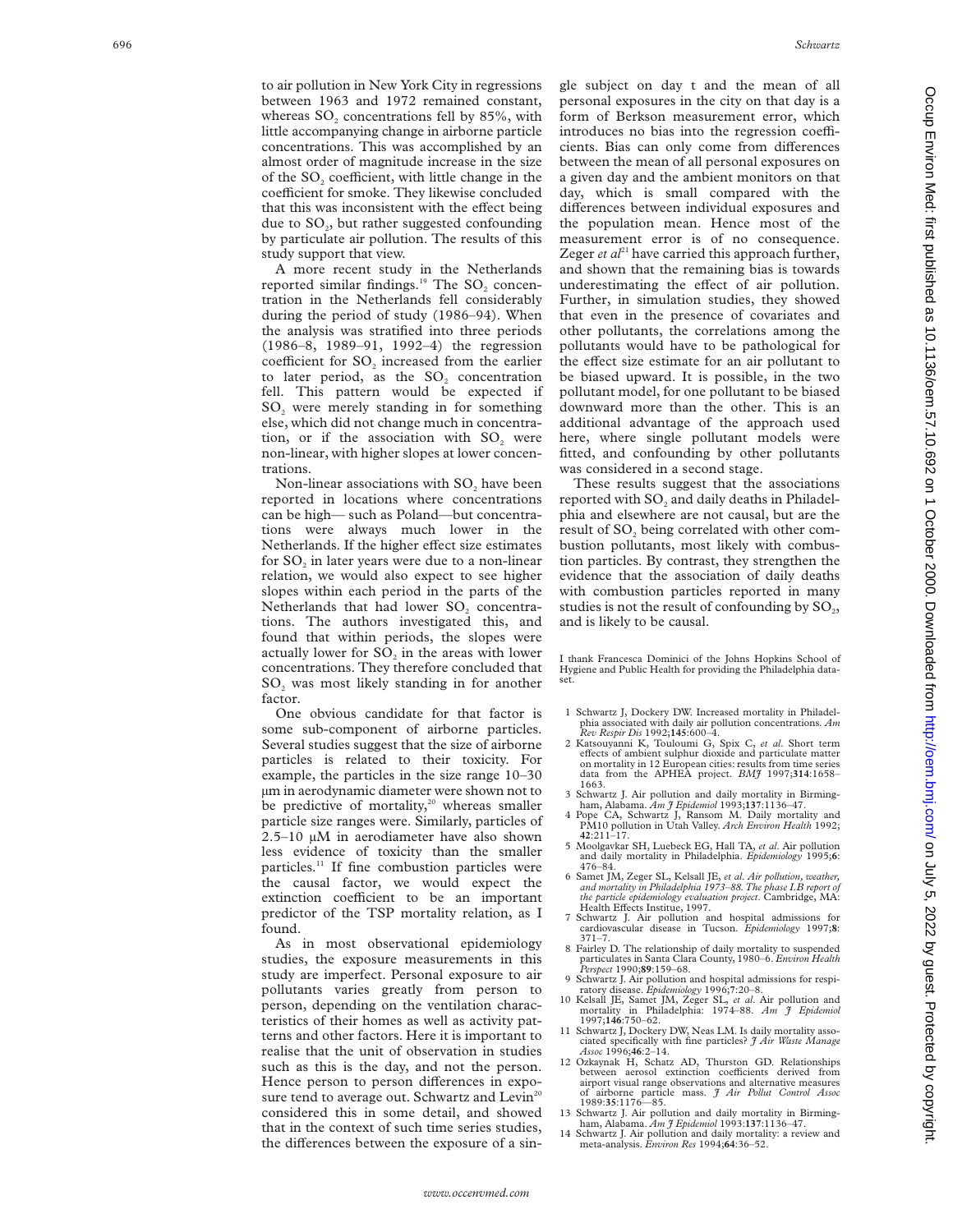to air pollution in New York City in regressions between 1963 and 1972 remained constant, whereas $SO_2$ concentrations fell by 85%, with little accompanying change in airborne particle concentrations. This was accomplished by an almost order of magnitude increase in the size of the $SO_2$ coefficient, with little change in the coefficient for smoke. They likewise concluded that this was inconsistent with the effect being due to $SO_2$, but rather suggested confounding by particulate air pollution. The results of this study support that view.

A more recent study in the Netherlands reported similar findings.[19] The $SO_2$ concentration in the Netherlands fell considerably during the period of study (1986–94). When the analysis was stratified into three periods (1986–8, 1989–91, 1992–4) the regression coefficient for $SO_2$ increased from the earlier to later period, as the $SO_2$ concentration fell. This pattern would be expected if $SO_2$ were merely standing in for something else, which did not change much in concentration, or if the association with $SO_2$ were non-linear, with higher slopes at lower concentrations.

Non-linear associations with $SO_2$ have been reported in locations where concentrations can be high— such as Poland—but concentrations were always much lower in the Netherlands. If the higher effect size estimates for $SO_2$ in later years were due to a non-linear relation, we would also expect to see higher slopes within each period in the parts of the Netherlands that had lower $SO_2$ concentrations. The authors investigated this, and found that within periods, the slopes were actually lower for $SO_2$ in the areas with lower concentrations. They therefore concluded that $SO_2$ was most likely standing in for another factor.

One obvious candidate for that factor is some sub-component of airborne particles. Several studies suggest that the size of airborne particles is related to their toxicity. For example, the particles in the size range 10–30 μm in aerodynamic diameter were shown not to be predictive of mortality,[20] whereas smaller particle size ranges were. Similarly, particles of 2.5–10 μM in aerodiameter have also shown less evidence of toxicity than the smaller particles.[11] If fine combustion particles were the causal factor, we would expect the extinction coefficient to be an important predictor of the TSP mortality relation, as I found.

As in most observational epidemiology studies, the exposure measurements in this study are imperfect. Personal exposure to air pollutants varies greatly from person to person, depending on the ventilation characteristics of their homes as well as activity patterns and other factors. Here it is important to realise that the unit of observation in studies such as this is the day, and not the person. Hence person to person differences in exposure tend to average out. Schwartz and Levin[20] considered this in some detail, and showed that in the context of such time series studies, the differences between the exposure of a single subject on day t and the mean of all personal exposures in the city on that day is a form of Berkson measurement error, which introduces no bias into the regression coefficients. Bias can only come from differences between the mean of all personal exposures on a given day and the ambient monitors on that day, which is small compared with the differences between individual exposures and the population mean. Hence most of the measurement error is of no consequence. Zeger *et al*[21] have carried this approach further, and shown that the remaining bias is towards underestimating the effect of air pollution. Further, in simulation studies, they showed that even in the presence of covariates and other pollutants, the correlations among the pollutants would have to be pathological for the effect size estimate for an air pollutant to be biased upward. It is possible, in the two pollutant model, for one pollutant to be biased downward more than the other. This is an additional advantage of the approach used here, where single pollutant models were fitted, and confounding by other pollutants was considered in a second stage.

These results suggest that the associations reported with $SO_2$ and daily deaths in Philadelphia and elsewhere are not causal, but are the result of $SO_2$ being correlated with other combustion pollutants, most likely with combustion particles. By contrast, they strengthen the evidence that the association of daily deaths with combustion particles reported in many studies is not the result of confounding by $SO_2$, and is likely to be causal.

I thank Francesca Dominici of the Johns Hopkins School of Hygiene and Public Health for providing the Philadelphia dataset.

1 Schwartz J, Dockery DW. Increased mortality in Philadelphia associated with daily air pollution concentrations. *Am Rev Respir Dis* 1992;**145**:600–4.
2 Katsouyanni K, Touloumi G, Spix C, *et al*. Short term effects of ambient sulphur dioxide and particulate matter on mortality in 12 European cities: results from time series data from the APHEA project. *BMJ* 1997;**314**:1658–1663.
3 Schwartz J. Air pollution and daily mortality in Birmingham, Alabama. *Am J Epidemiol* 1993;**137**:1136–47.
4 Pope CA, Schwartz J, Ransom M. Daily mortality and PM10 pollution in Utah Valley. *Arch Environ Health* 1992; **42**:211–17.
5 Moolgavkar SH, Luebeck EG, Hall TA, *et al*. Air pollution and daily mortality in Philadelphia. *Epidemiology* 1995;**6**: 476–84.
6 Samet JM, Zeger SL, Kelsall JE, *et al*. *Air pollution, weather, and mortality in Philadelphia 1973–88. The phase I.B report of the particle epidemiology evaluation project*. Cambridge, MA: Health Effects Institue, 1997.
7 Schwartz J. Air pollution and hospital admissions for cardiovascular disease in Tucson. *Epidemiology* 1997;**8**: 371–7.
8 Fairley D. The relationship of daily mortality to suspended particulates in Santa Clara County, 1980–6. *Environ Health Perspect* 1990;**89**:159–68.
9 Schwartz J. Air pollution and hospital admissions for respiratory disease. *Epidemiology* 1996;**7**:20–8.
10 Kelsall JE, Samet JM, Zeger SL, *et al*. Air pollution and mortality in Philadelphia: 1974–88. *Am J Epidemiol* 1997;**146**:750–62.
11 Schwartz J, Dockery DW, Neas LM. Is daily mortality associated specifically with fine particles? *J Air Waste Manage Assoc* 1996;**46**:2–14.
12 Özkaynak H, Schatz AD, Thurston GD. Relationships between aerosol extinction coefficients derived from airport visual range observations and alternative measures of airborne particle mass. *J Air Pollut Control Assoc* 1989;**35**:1176—85.
13 Schwartz J. Air pollution and daily mortality in Birmingham, Alabama. *Am J Epidemiol* 1993:**137**:1136–47.
14 Schwartz J. Air pollution and daily mortality: a review and meta-analysis. *Environ Res* 1994;**64**:36–52.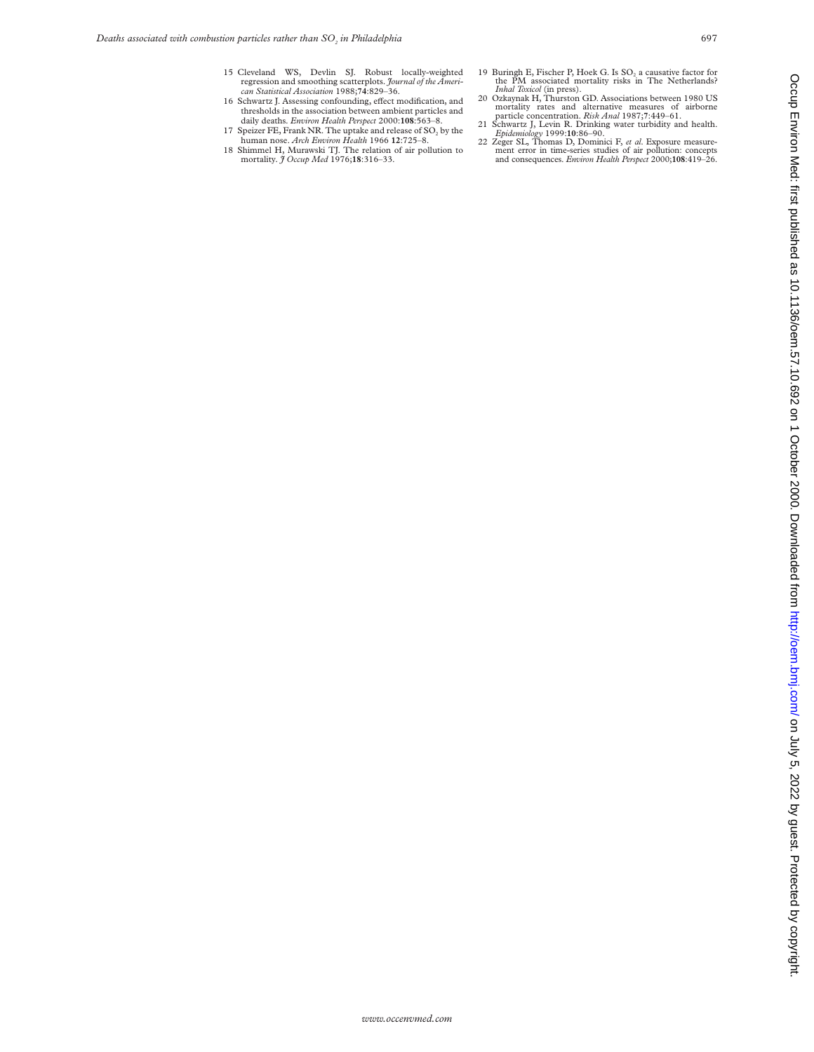15 Cleveland WS, Devlin SJ. Robust locally-weighted regression and smoothing scatterplots. *Journal of the American Statistical Association* 1988;**74**:829–36.

16 Schwartz J. Assessing confounding, effect modification, and thresholds in the association between ambient particles and daily deaths. *Environ Health Perspect* 2000:**108**:563–8.

17 Speizer FE, Frank NR. The uptake and release of $SO_2$ by the human nose. *Arch Environ Health* 1966 **12**:725–8.

18 Shimmel H, Murawski TJ. The relation of air pollution to mortality. *J Occup Med* 1976;**18**:316–33.

19 Buringh E, Fischer P, Hoek G. Is $SO_2$ a causative factor for the PM associated mortality risks in The Netherlands? *Inhal Toxicol* (in press).

20 Ozkaynak H, Thurston GD. Associations between 1980 US mortality rates and alternative measures of airborne particle concentration. *Risk Anal* 1987;**7**:449–61.

21 Schwartz J, Levin R. Drinking water turbidity and health. *Epidemiology* 1999:**10**:86–90.

22 Zeger SL, Thomas D, Dominici F, *et al*. Exposure measurement error in time-series studies of air pollution: concepts and consequences. *Environ Health Perspect* 2000;**108**:419–26.